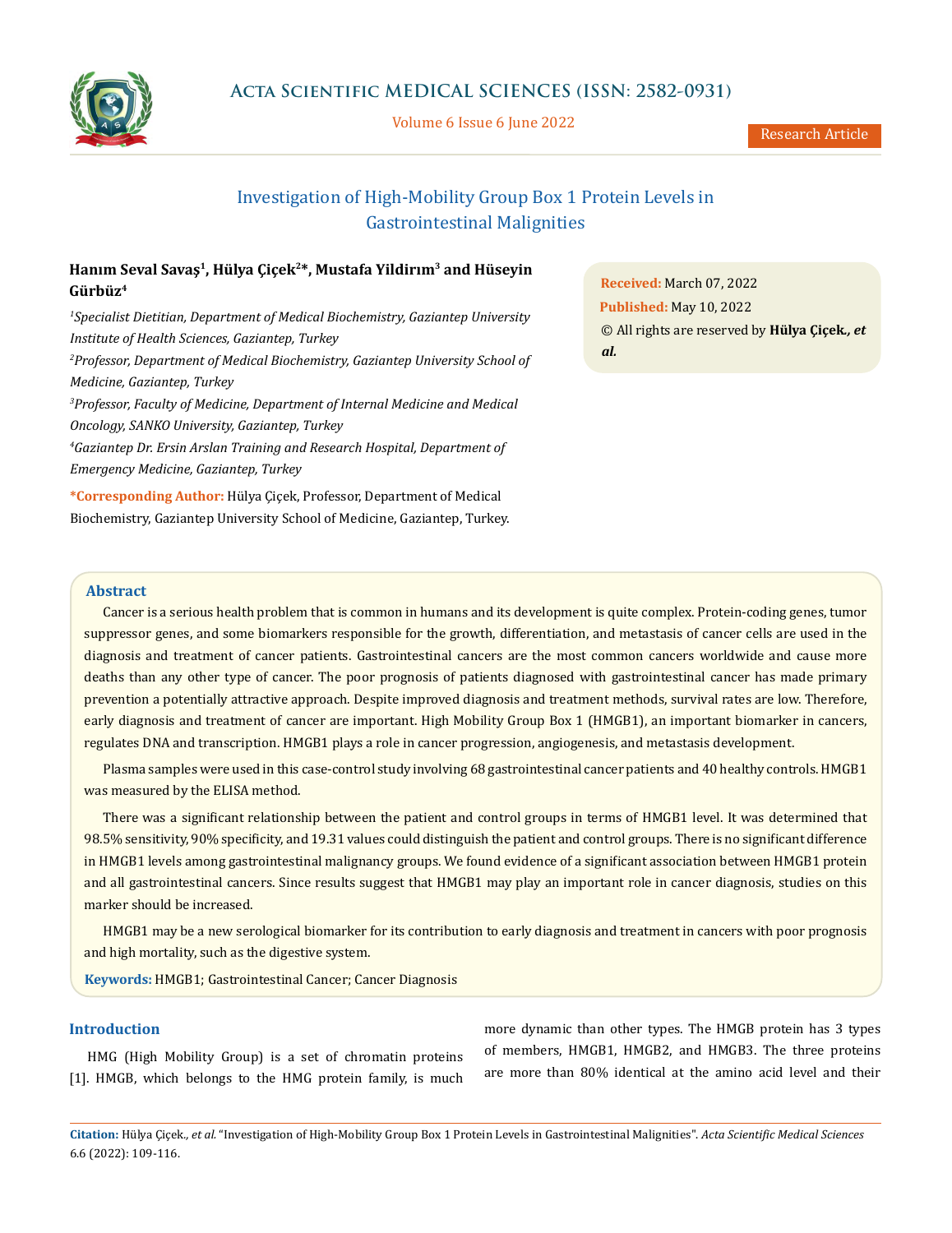# Investigation of High-Mobility Group Box 1 Protein Levels in Gastrointestinal Malignities

**Hanım Seval Savaş[1], Hülya Çiçek[2]*, Mustafa Yildirım[3] and Hüseyin Gürbüz[4]**

*[1]Specialist Dietitian, Department of Medical Biochemistry, Gaziantep University Institute of Health Sciences, Gaziantep, Turkey*

*[2]Professor, Department of Medical Biochemistry, Gaziantep University School of Medicine, Gaziantep, Turkey*

*[3]Professor, Faculty of Medicine, Department of Internal Medicine and Medical Oncology, SANKO University, Gaziantep, Turkey*

*[4]Gaziantep Dr. Ersin Arslan Training and Research Hospital, Department of Emergency Medicine, Gaziantep, Turkey*

**\*Corresponding Author:** Hülya Çiçek, Professor, Department of Medical Biochemistry, Gaziantep University School of Medicine, Gaziantep, Turkey.

**Received:** March 07, 2022

**Published:** May 10, 2022

© All rights are reserved by **Hülya Çiçek*., et al.***

## Abstract

Cancer is a serious health problem that is common in humans and its development is quite complex. Protein-coding genes, tumor suppressor genes, and some biomarkers responsible for the growth, differentiation, and metastasis of cancer cells are used in the diagnosis and treatment of cancer patients. Gastrointestinal cancers are the most common cancers worldwide and cause more deaths than any other type of cancer. The poor prognosis of patients diagnosed with gastrointestinal cancer has made primary prevention a potentially attractive approach. Despite improved diagnosis and treatment methods, survival rates are low. Therefore, early diagnosis and treatment of cancer are important. High Mobility Group Box 1 (HMGB1), an important biomarker in cancers, regulates DNA and transcription. HMGB1 plays a role in cancer progression, angiogenesis, and metastasis development.

Plasma samples were used in this case-control study involving 68 gastrointestinal cancer patients and 40 healthy controls. HMGB1 was measured by the ELISA method.

There was a significant relationship between the patient and control groups in terms of HMGB1 level. It was determined that 98.5% sensitivity, 90% specificity, and 19.31 values could distinguish the patient and control groups. There is no significant difference in HMGB1 levels among gastrointestinal malignancy groups. We found evidence of a significant association between HMGB1 protein and all gastrointestinal cancers. Since results suggest that HMGB1 may play an important role in cancer diagnosis, studies on this marker should be increased.

HMGB1 may be a new serological biomarker for its contribution to early diagnosis and treatment in cancers with poor prognosis and high mortality, such as the digestive system.

**Keywords:** HMGB1; Gastrointestinal Cancer; Cancer Diagnosis

## Introduction

HMG (High Mobility Group) is a set of chromatin proteins [1]. HMGB, which belongs to the HMG protein family, is much more dynamic than other types. The HMGB protein has 3 types of members, HMGB1, HMGB2, and HMGB3. The three proteins are more than 80% identical at the amino acid level and their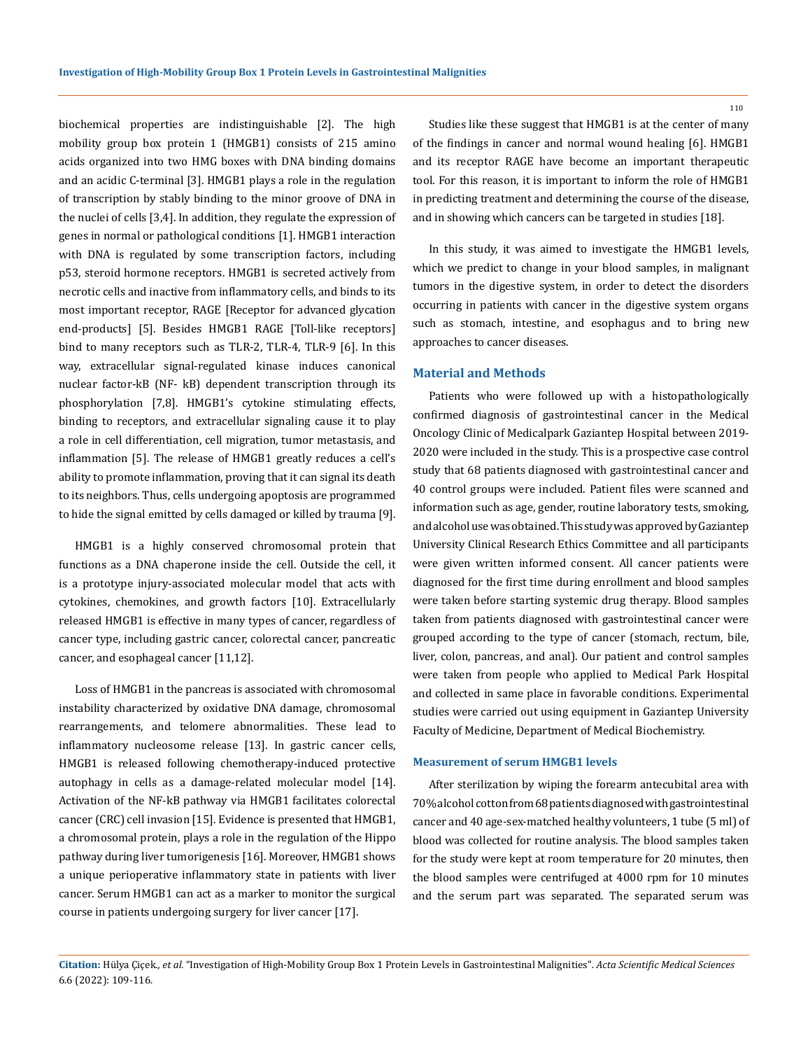biochemical properties are indistinguishable [2]. The high mobility group box protein 1 (HMGB1) consists of 215 amino acids organized into two HMG boxes with DNA binding domains and an acidic C-terminal [3]. HMGB1 plays a role in the regulation of transcription by stably binding to the minor groove of DNA in the nuclei of cells [3,4]. In addition, they regulate the expression of genes in normal or pathological conditions [1]. HMGB1 interaction with DNA is regulated by some transcription factors, including p53, steroid hormone receptors. HMGB1 is secreted actively from necrotic cells and inactive from inflammatory cells, and binds to its most important receptor, RAGE [Receptor for advanced glycation end-products] [5]. Besides HMGB1 RAGE [Toll-like receptors] bind to many receptors such as TLR-2, TLR-4, TLR-9 [6]. In this way, extracellular signal-regulated kinase induces canonical nuclear factor-kB (NF- kB) dependent transcription through its phosphorylation [7,8]. HMGB1's cytokine stimulating effects, binding to receptors, and extracellular signaling cause it to play a role in cell differentiation, cell migration, tumor metastasis, and inflammation [5]. The release of HMGB1 greatly reduces a cell's ability to promote inflammation, proving that it can signal its death to its neighbors. Thus, cells undergoing apoptosis are programmed to hide the signal emitted by cells damaged or killed by trauma [9].

HMGB1 is a highly conserved chromosomal protein that functions as a DNA chaperone inside the cell. Outside the cell, it is a prototype injury-associated molecular model that acts with cytokines, chemokines, and growth factors [10]. Extracellularly released HMGB1 is effective in many types of cancer, regardless of cancer type, including gastric cancer, colorectal cancer, pancreatic cancer, and esophageal cancer [11,12].

Loss of HMGB1 in the pancreas is associated with chromosomal instability characterized by oxidative DNA damage, chromosomal rearrangements, and telomere abnormalities. These lead to inflammatory nucleosome release [13]. In gastric cancer cells, HMGB1 is released following chemotherapy-induced protective autophagy in cells as a damage-related molecular model [14]. Activation of the NF-kB pathway via HMGB1 facilitates colorectal cancer (CRC) cell invasion [15]. Evidence is presented that HMGB1, a chromosomal protein, plays a role in the regulation of the Hippo pathway during liver tumorigenesis [16]. Moreover, HMGB1 shows a unique perioperative inflammatory state in patients with liver cancer. Serum HMGB1 can act as a marker to monitor the surgical course in patients undergoing surgery for liver cancer [17].

Studies like these suggest that HMGB1 is at the center of many of the findings in cancer and normal wound healing [6]. HMGB1 and its receptor RAGE have become an important therapeutic tool. For this reason, it is important to inform the role of HMGB1 in predicting treatment and determining the course of the disease, and in showing which cancers can be targeted in studies [18].

In this study, it was aimed to investigate the HMGB1 levels, which we predict to change in your blood samples, in malignant tumors in the digestive system, in order to detect the disorders occurring in patients with cancer in the digestive system organs such as stomach, intestine, and esophagus and to bring new approaches to cancer diseases.

## Material and Methods

Patients who were followed up with a histopathologically confirmed diagnosis of gastrointestinal cancer in the Medical Oncology Clinic of Medicalpark Gaziantep Hospital between 2019-2020 were included in the study. This is a prospective case control study that 68 patients diagnosed with gastrointestinal cancer and 40 control groups were included. Patient files were scanned and information such as age, gender, routine laboratory tests, smoking, and alcohol use was obtained. This study was approved by Gaziantep University Clinical Research Ethics Committee and all participants were given written informed consent. All cancer patients were diagnosed for the first time during enrollment and blood samples were taken before starting systemic drug therapy. Blood samples taken from patients diagnosed with gastrointestinal cancer were grouped according to the type of cancer (stomach, rectum, bile, liver, colon, pancreas, and anal). Our patient and control samples were taken from people who applied to Medical Park Hospital and collected in same place in favorable conditions. Experimental studies were carried out using equipment in Gaziantep University Faculty of Medicine, Department of Medical Biochemistry.

### Measurement of serum HMGB1 levels

After sterilization by wiping the forearm antecubital area with 70% alcohol cotton from 68 patients diagnosed with gastrointestinal cancer and 40 age-sex-matched healthy volunteers, 1 tube (5 ml) of blood was collected for routine analysis. The blood samples taken for the study were kept at room temperature for 20 minutes, then the blood samples were centrifuged at 4000 rpm for 10 minutes and the serum part was separated. The separated serum was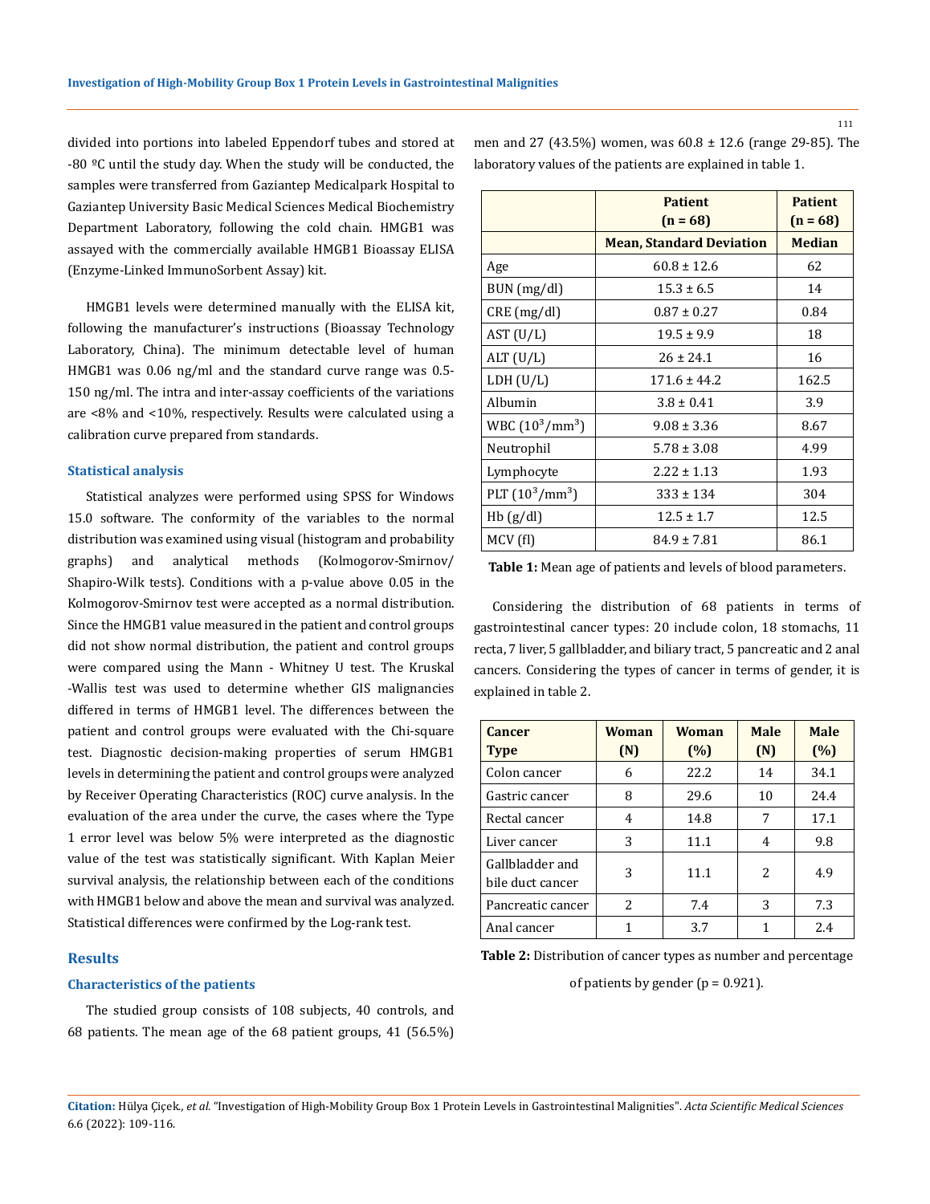divided into portions into labeled Eppendorf tubes and stored at -80 ºC until the study day. When the study will be conducted, the samples were transferred from Gaziantep Medicalpark Hospital to Gaziantep University Basic Medical Sciences Medical Biochemistry Department Laboratory, following the cold chain. HMGB1 was assayed with the commercially available HMGB1 Bioassay ELISA (Enzyme-Linked ImmunoSorbent Assay) kit.

HMGB1 levels were determined manually with the ELISA kit, following the manufacturer's instructions (Bioassay Technology Laboratory, China). The minimum detectable level of human HMGB1 was 0.06 ng/ml and the standard curve range was 0.5-150 ng/ml. The intra and inter-assay coefficients of the variations are <8% and <10%, respectively. Results were calculated using a calibration curve prepared from standards.

### Statistical analysis

Statistical analyzes were performed using SPSS for Windows 15.0 software. The conformity of the variables to the normal distribution was examined using visual (histogram and probability graphs) and analytical methods (Kolmogorov-Smirnov/ Shapiro-Wilk tests). Conditions with a p-value above 0.05 in the Kolmogorov-Smirnov test were accepted as a normal distribution. Since the HMGB1 value measured in the patient and control groups did not show normal distribution, the patient and control groups were compared using the Mann - Whitney U test. The Kruskal -Wallis test was used to determine whether GIS malignancies differed in terms of HMGB1 level. The differences between the patient and control groups were evaluated with the Chi-square test. Diagnostic decision-making properties of serum HMGB1 levels in determining the patient and control groups were analyzed by Receiver Operating Characteristics (ROC) curve analysis. In the evaluation of the area under the curve, the cases where the Type 1 error level was below 5% were interpreted as the diagnostic value of the test was statistically significant. With Kaplan Meier survival analysis, the relationship between each of the conditions with HMGB1 below and above the mean and survival was analyzed. Statistical differences were confirmed by the Log-rank test.

## Results

### Characteristics of the patients

The studied group consists of 108 subjects, 40 controls, and 68 patients. The mean age of the 68 patient groups, 41 (56.5%) men and 27 (43.5%) women, was 60.8 ± 12.6 (range 29-85). The laboratory values of the patients are explained in table 1.

| | Patient (n = 68) | Patient (n = 68) |
|---|---|---|
| | **Mean, Standard Deviation** | **Median** |
| Age | 60.8 ± 12.6 | 62 |
| BUN (mg/dl) | 15.3 ± 6.5 | 14 |
| CRE (mg/dl) | 0.87 ± 0.27 | 0.84 |
| AST (U/L) | 19.5 ± 9.9 | 18 |
| ALT (U/L) | 26 ± 24.1 | 16 |
| LDH (U/L) | 171.6 ± 44.2 | 162.5 |
| Albumin | 3.8 ± 0.41 | 3.9 |
| WBC ($10^3$/$mm^3$) | 9.08 ± 3.36 | 8.67 |
| Neutrophil | 5.78 ± 3.08 | 4.99 |
| Lymphocyte | 2.22 ± 1.13 | 1.93 |
| PLT ($10^3$/$mm^3$) | 333 ± 134 | 304 |
| Hb (g/dl) | 12.5 ± 1.7 | 12.5 |
| MCV (fl) | 84.9 ± 7.81 | 86.1 |

**Table 1:** Mean age of patients and levels of blood parameters.

Considering the distribution of 68 patients in terms of gastrointestinal cancer types: 20 include colon, 18 stomachs, 11 recta, 7 liver, 5 gallbladder, and biliary tract, 5 pancreatic and 2 anal cancers. Considering the types of cancer in terms of gender, it is explained in table 2.

| Cancer Type | Woman (N) | Woman (%) | Male (N) | Male (%) |
|---|---|---|---|---|
| Colon cancer | 6 | 22.2 | 14 | 34.1 |
| Gastric cancer | 8 | 29.6 | 10 | 24.4 |
| Rectal cancer | 4 | 14.8 | 7 | 17.1 |
| Liver cancer | 3 | 11.1 | 4 | 9.8 |
| Gallbladder and bile duct cancer | 3 | 11.1 | 2 | 4.9 |
| Pancreatic cancer | 2 | 7.4 | 3 | 7.3 |
| Anal cancer | 1 | 3.7 | 1 | 2.4 |

**Table 2:** Distribution of cancer types as number and percentage of patients by gender (p = 0.921).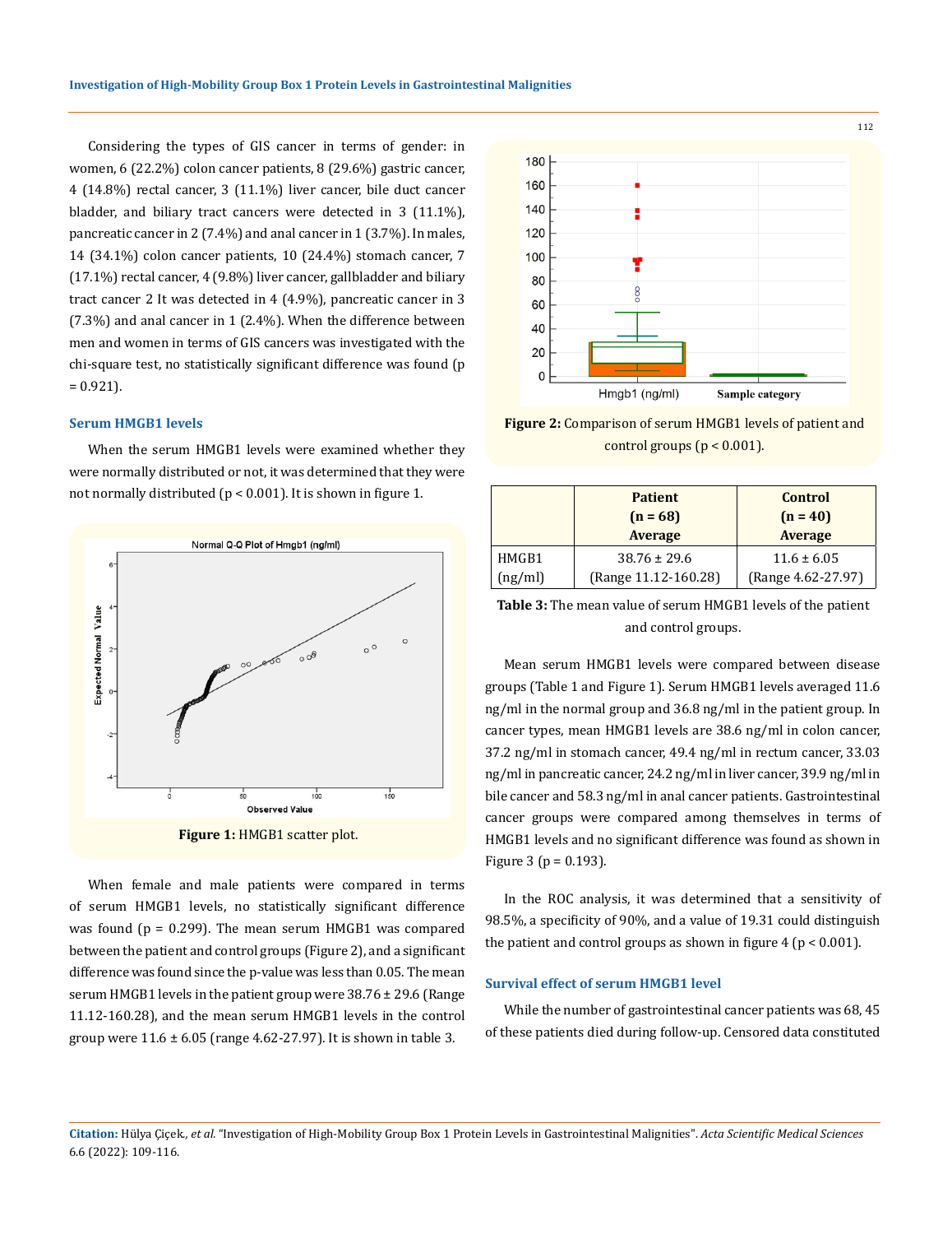Considering the types of GIS cancer in terms of gender: in women, 6 (22.2%) colon cancer patients, 8 (29.6%) gastric cancer, 4 (14.8%) rectal cancer, 3 (11.1%) liver cancer, bile duct cancer bladder, and biliary tract cancers were detected in 3 (11.1%), pancreatic cancer in 2 (7.4%) and anal cancer in 1 (3.7%). In males, 14 (34.1%) colon cancer patients, 10 (24.4%) stomach cancer, 7 (17.1%) rectal cancer, 4 (9.8%) liver cancer, gallbladder and biliary tract cancer 2 It was detected in 4 (4.9%), pancreatic cancer in 3 (7.3%) and anal cancer in 1 (2.4%). When the difference between men and women in terms of GIS cancers was investigated with the chi-square test, no statistically significant difference was found ($p = 0.921$).

### Serum HMGB1 levels

When the serum HMGB1 levels were examined whether they were normally distributed or not, it was determined that they were not normally distributed ($p < 0.001$). It is shown in figure 1.

Normal Q-Q Plot of Hmgb1 (ng/ml)

Expected Normal Value

6
4
2
0
-2
-4

0
50
100
150

Observed Value

**Figure 1:** HMGB1 scatter plot.

When female and male patients were compared in terms of serum HMGB1 levels, no statistically significant difference was found ($p = 0.299$). The mean serum HMGB1 was compared between the patient and control groups (Figure 2), and a significant difference was found since the p-value was less than 0.05. The mean serum HMGB1 levels in the patient group were 38.76 ± 29.6 (Range 11.12-160.28), and the mean serum HMGB1 levels in the control group were 11.6 ± 6.05 (range 4.62-27.97). It is shown in table 3.

180
160
140
120
100
80
60
40
20
0

Hmgb1 (ng/ml)
Sample category

**Figure 2:** Comparison of serum HMGB1 levels of patient and control groups ($p < 0.001$).

| | Patient (n = 68) Average | Control (n = 40) Average |
|---|---|---|
| HMGB1 (ng/ml) | 38.76 ± 29.6 (Range 11.12-160.28) | 11.6 ± 6.05 (Range 4.62-27.97) |

**Table 3:** The mean value of serum HMGB1 levels of the patient and control groups.

Mean serum HMGB1 levels were compared between disease groups (Table 1 and Figure 1). Serum HMGB1 levels averaged 11.6 ng/ml in the normal group and 36.8 ng/ml in the patient group. In cancer types, mean HMGB1 levels are 38.6 ng/ml in colon cancer, 37.2 ng/ml in stomach cancer, 49.4 ng/ml in rectum cancer, 33.03 ng/ml in pancreatic cancer, 24.2 ng/ml in liver cancer, 39.9 ng/ml in bile cancer and 58.3 ng/ml in anal cancer patients. Gastrointestinal cancer groups were compared among themselves in terms of HMGB1 levels and no significant difference was found as shown in Figure 3 ($p = 0.193$).

In the ROC analysis, it was determined that a sensitivity of 98.5%, a specificity of 90%, and a value of 19.31 could distinguish the patient and control groups as shown in figure 4 ($p < 0.001$).

### Survival effect of serum HMGB1 level

While the number of gastrointestinal cancer patients was 68, 45 of these patients died during follow-up. Censored data constituted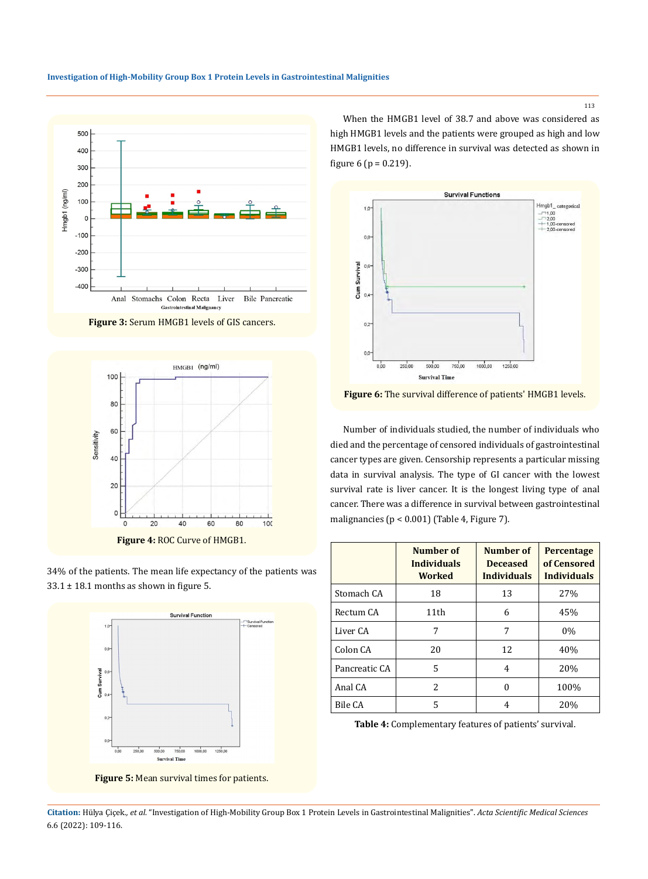Hmgb1 (ng/ml)

500
400
300
200
100
0
-100
-200
-300
-400

Anal Stomachs Colon Recta Liver Bile Pancreatic

Gastrointestinal Malignancy

**Figure 3:** Serum HMGB1 levels of GIS cancers.

HMGB1 (ng/ml)

Sensitivity

100
80
60
40
20
0

0 20 40 60 80 100

**Figure 4:** ROC Curve of HMGB1.

34% of the patients. The mean life expectancy of the patients was 33.1 ± 18.1 months as shown in figure 5.

Survival Function

Survival Function
Censored

Cum Survival

1.0
0.8
0.6
0.4
0.2
0.0

0,00 250,00 500,00 750,00 1000,00 1250,00

Survival Time

**Figure 5:** Mean survival times for patients.

When the HMGB1 level of 38.7 and above was considered as high HMGB1 levels and the patients were grouped as high and low HMGB1 levels, no difference in survival was detected as shown in figure 6 (p = 0.219).

Survival Functions

Hmgb1_categorical
1,00
2,00
1,00-censored
2,00-censored

Cum Survival

1,0
0,8
0,6
0,4
0,2
0,0

0,00 250,00 500,00 750,00 1000,00 1250,00

Survival Time

**Figure 6:** The survival difference of patients' HMGB1 levels.

Number of individuals studied, the number of individuals who died and the percentage of censored individuals of gastrointestinal cancer types are given. Censorship represents a particular missing data in survival analysis. The type of GI cancer with the lowest survival rate is liver cancer. It is the longest living type of anal cancer. There was a difference in survival between gastrointestinal malignancies (p < 0.001) (Table 4, Figure 7).

| | Number of Individuals Worked | Number of Deceased Individuals | Percentage of Censored Individuals |
|---|---|---|---|
| Stomach CA | 18 | 13 | 27% |
| Rectum CA | 11th | 6 | 45% |
| Liver CA | 7 | 7 | 0% |
| Colon CA | 20 | 12 | 40% |
| Pancreatic CA | 5 | 4 | 20% |
| Anal CA | 2 | 0 | 100% |
| Bile CA | 5 | 4 | 20% |

**Table 4:** Complementary features of patients' survival.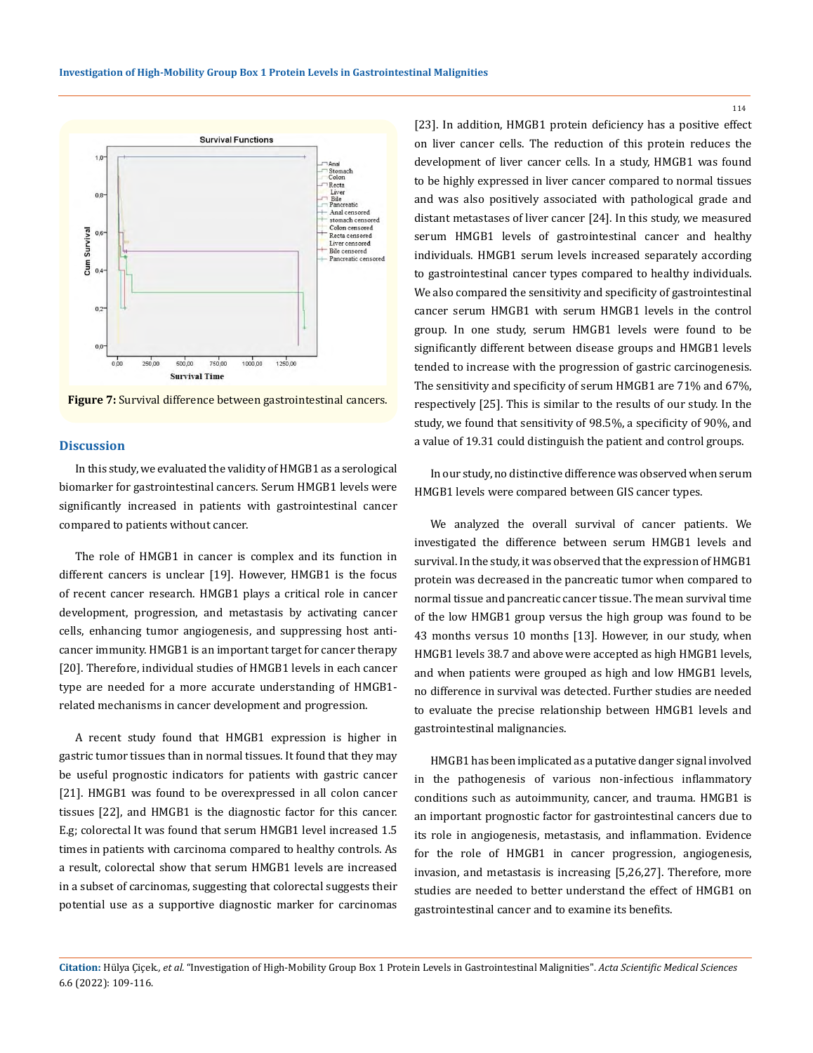Survival Functions

1,0
0,8
0,6
0,4
0,2
0,0

Cum Survival

0,00 250,00 500,00 750,00 1000,00 1250,00

Survival Time

Anal
Stomach
Colon
Recta
Liver
Bile
Pancreatic
Anal censored
stomach censored
Colon censored
Recta censored
Liver censored
Bile censored
Pancreatic censored

**Figure 7:** Survival difference between gastrointestinal cancers.

## Discussion

In this study, we evaluated the validity of HMGB1 as a serological biomarker for gastrointestinal cancers. Serum HMGB1 levels were significantly increased in patients with gastrointestinal cancer compared to patients without cancer.

The role of HMGB1 in cancer is complex and its function in different cancers is unclear [19]. However, HMGB1 is the focus of recent cancer research. HMGB1 plays a critical role in cancer development, progression, and metastasis by activating cancer cells, enhancing tumor angiogenesis, and suppressing host anti-cancer immunity. HMGB1 is an important target for cancer therapy [20]. Therefore, individual studies of HMGB1 levels in each cancer type are needed for a more accurate understanding of HMGB1-related mechanisms in cancer development and progression.

A recent study found that HMGB1 expression is higher in gastric tumor tissues than in normal tissues. It found that they may be useful prognostic indicators for patients with gastric cancer [21]. HMGB1 was found to be overexpressed in all colon cancer tissues [22], and HMGB1 is the diagnostic factor for this cancer. E.g; colorectal It was found that serum HMGB1 level increased 1.5 times in patients with carcinoma compared to healthy controls. As a result, colorectal show that serum HMGB1 levels are increased in a subset of carcinomas, suggesting that colorectal suggests their potential use as a supportive diagnostic marker for carcinomas [23]. In addition, HMGB1 protein deficiency has a positive effect on liver cancer cells. The reduction of this protein reduces the development of liver cancer cells. In a study, HMGB1 was found to be highly expressed in liver cancer compared to normal tissues and was also positively associated with pathological grade and distant metastases of liver cancer [24]. In this study, we measured serum HMGB1 levels of gastrointestinal cancer and healthy individuals. HMGB1 serum levels increased separately according to gastrointestinal cancer types compared to healthy individuals. We also compared the sensitivity and specificity of gastrointestinal cancer serum HMGB1 with serum HMGB1 levels in the control group. In one study, serum HMGB1 levels were found to be significantly different between disease groups and HMGB1 levels tended to increase with the progression of gastric carcinogenesis. The sensitivity and specificity of serum HMGB1 are 71% and 67%, respectively [25]. This is similar to the results of our study. In the study, we found that sensitivity of 98.5%, a specificity of 90%, and a value of 19.31 could distinguish the patient and control groups.

In our study, no distinctive difference was observed when serum HMGB1 levels were compared between GIS cancer types.

We analyzed the overall survival of cancer patients. We investigated the difference between serum HMGB1 levels and survival. In the study, it was observed that the expression of HMGB1 protein was decreased in the pancreatic tumor when compared to normal tissue and pancreatic cancer tissue. The mean survival time of the low HMGB1 group versus the high group was found to be 43 months versus 10 months [13]. However, in our study, when HMGB1 levels 38.7 and above were accepted as high HMGB1 levels, and when patients were grouped as high and low HMGB1 levels, no difference in survival was detected. Further studies are needed to evaluate the precise relationship between HMGB1 levels and gastrointestinal malignancies.

HMGB1 has been implicated as a putative danger signal involved in the pathogenesis of various non-infectious inflammatory conditions such as autoimmunity, cancer, and trauma. HMGB1 is an important prognostic factor for gastrointestinal cancers due to its role in angiogenesis, metastasis, and inflammation. Evidence for the role of HMGB1 in cancer progression, angiogenesis, invasion, and metastasis is increasing [5,26,27]. Therefore, more studies are needed to better understand the effect of HMGB1 on gastrointestinal cancer and to examine its benefits.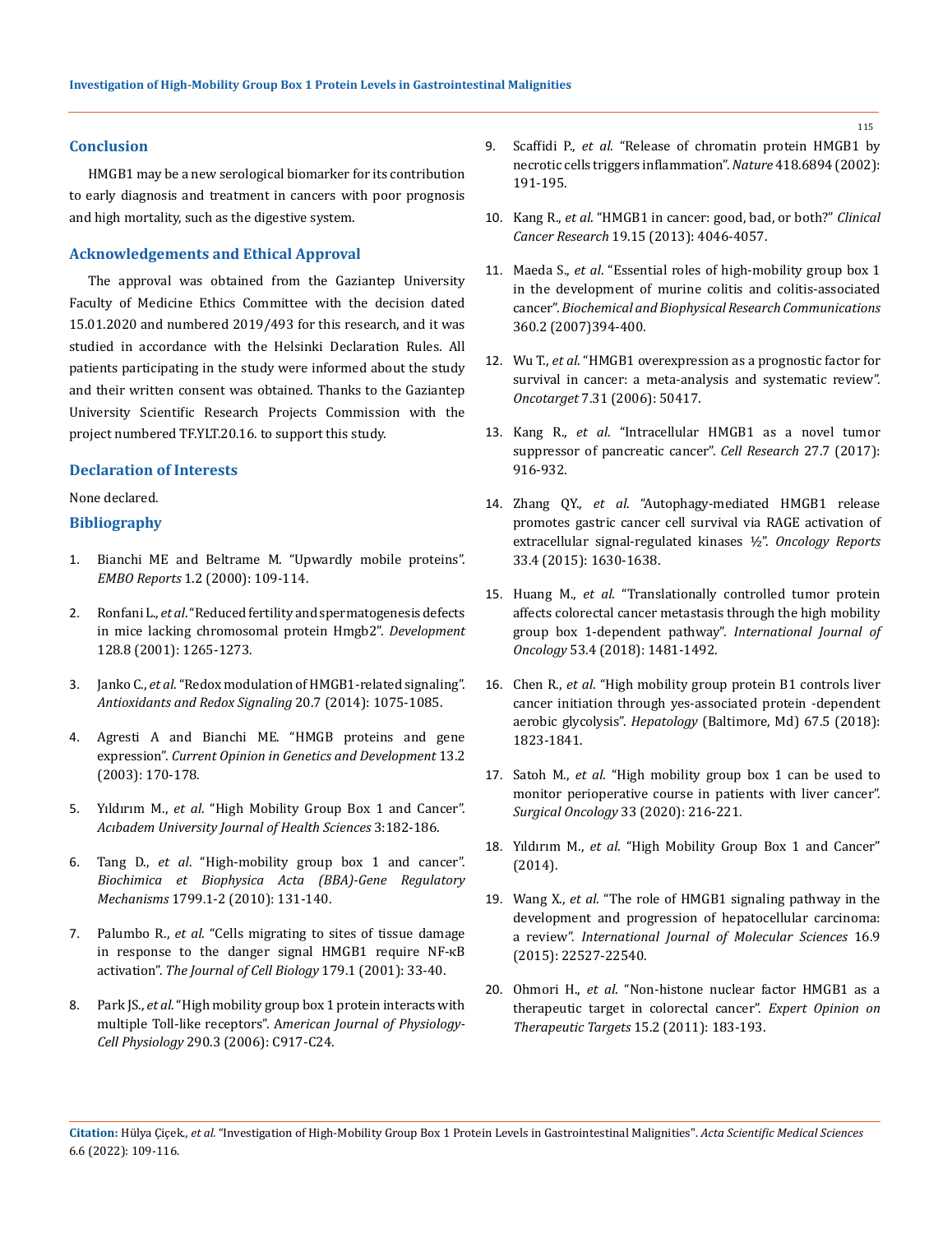## Conclusion

HMGB1 may be a new serological biomarker for its contribution to early diagnosis and treatment in cancers with poor prognosis and high mortality, such as the digestive system.

## Acknowledgements and Ethical Approval

The approval was obtained from the Gaziantep University Faculty of Medicine Ethics Committee with the decision dated 15.01.2020 and numbered 2019/493 for this research, and it was studied in accordance with the Helsinki Declaration Rules. All patients participating in the study were informed about the study and their written consent was obtained. Thanks to the Gaziantep University Scientific Research Projects Commission with the project numbered TF.YLT.20.16. to support this study.

## Declaration of Interests

None declared.

## Bibliography

1. Bianchi ME and Beltrame M. "Upwardly mobile proteins". *EMBO Reports* 1.2 (2000): 109-114.
2. Ronfani L., *et al*. "Reduced fertility and spermatogenesis defects in mice lacking chromosomal protein Hmgb2". *Development* 128.8 (2001): 1265-1273.
3. Janko C., *et al*. "Redox modulation of HMGB1-related signaling". *Antioxidants and Redox Signaling* 20.7 (2014): 1075-1085.
4. Agresti A and Bianchi ME. "HMGB proteins and gene expression". *Current Opinion in Genetics and Development* 13.2 (2003): 170-178.
5. Yıldırım M., *et al*. "High Mobility Group Box 1 and Cancer". *Acıbadem University Journal of Health Sciences* 3:182-186.
6. Tang D., *et al*. "High-mobility group box 1 and cancer". *Biochimica et Biophysica Acta (BBA)-Gene Regulatory Mechanisms* 1799.1-2 (2010): 131-140.
7. Palumbo R., *et al*. "Cells migrating to sites of tissue damage in response to the danger signal HMGB1 require NF-κB activation". *The Journal of Cell Biology* 179.1 (2001): 33-40.
8. Park JS., *et al*. "High mobility group box 1 protein interacts with multiple Toll-like receptors". *American Journal of Physiology-Cell Physiology* 290.3 (2006): C917-C24.
9. Scaffidi P., *et al*. "Release of chromatin protein HMGB1 by necrotic cells triggers inflammation". *Nature* 418.6894 (2002): 191-195.
10. Kang R., *et al*. "HMGB1 in cancer: good, bad, or both?" *Clinical Cancer Research* 19.15 (2013): 4046-4057.
11. Maeda S., *et al*. "Essential roles of high-mobility group box 1 in the development of murine colitis and colitis-associated cancer". *Biochemical and Biophysical Research Communications* 360.2 (2007)394-400.
12. Wu T., *et al*. "HMGB1 overexpression as a prognostic factor for survival in cancer: a meta-analysis and systematic review". *Oncotarget* 7.31 (2006): 50417.
13. Kang R., *et al*. "Intracellular HMGB1 as a novel tumor suppressor of pancreatic cancer". *Cell Research* 27.7 (2017): 916-932.
14. Zhang QY., *et al*. "Autophagy-mediated HMGB1 release promotes gastric cancer cell survival via RAGE activation of extracellular signal-regulated kinases ½". *Oncology Reports* 33.4 (2015): 1630-1638.
15. Huang M., *et al*. "Translationally controlled tumor protein affects colorectal cancer metastasis through the high mobility group box 1-dependent pathway". *International Journal of Oncology* 53.4 (2018): 1481-1492.
16. Chen R., *et al*. "High mobility group protein B1 controls liver cancer initiation through yes-associated protein -dependent aerobic glycolysis". *Hepatology* (Baltimore, Md) 67.5 (2018): 1823-1841.
17. Satoh M., *et al*. "High mobility group box 1 can be used to monitor perioperative course in patients with liver cancer". *Surgical Oncology* 33 (2020): 216-221.
18. Yıldırım M., *et al*. "High Mobility Group Box 1 and Cancer" (2014).
19. Wang X., *et al*. "The role of HMGB1 signaling pathway in the development and progression of hepatocellular carcinoma: a review". *International Journal of Molecular Sciences* 16.9 (2015): 22527-22540.
20. Ohmori H., *et al*. "Non-histone nuclear factor HMGB1 as a therapeutic target in colorectal cancer". *Expert Opinion on Therapeutic Targets* 15.2 (2011): 183-193.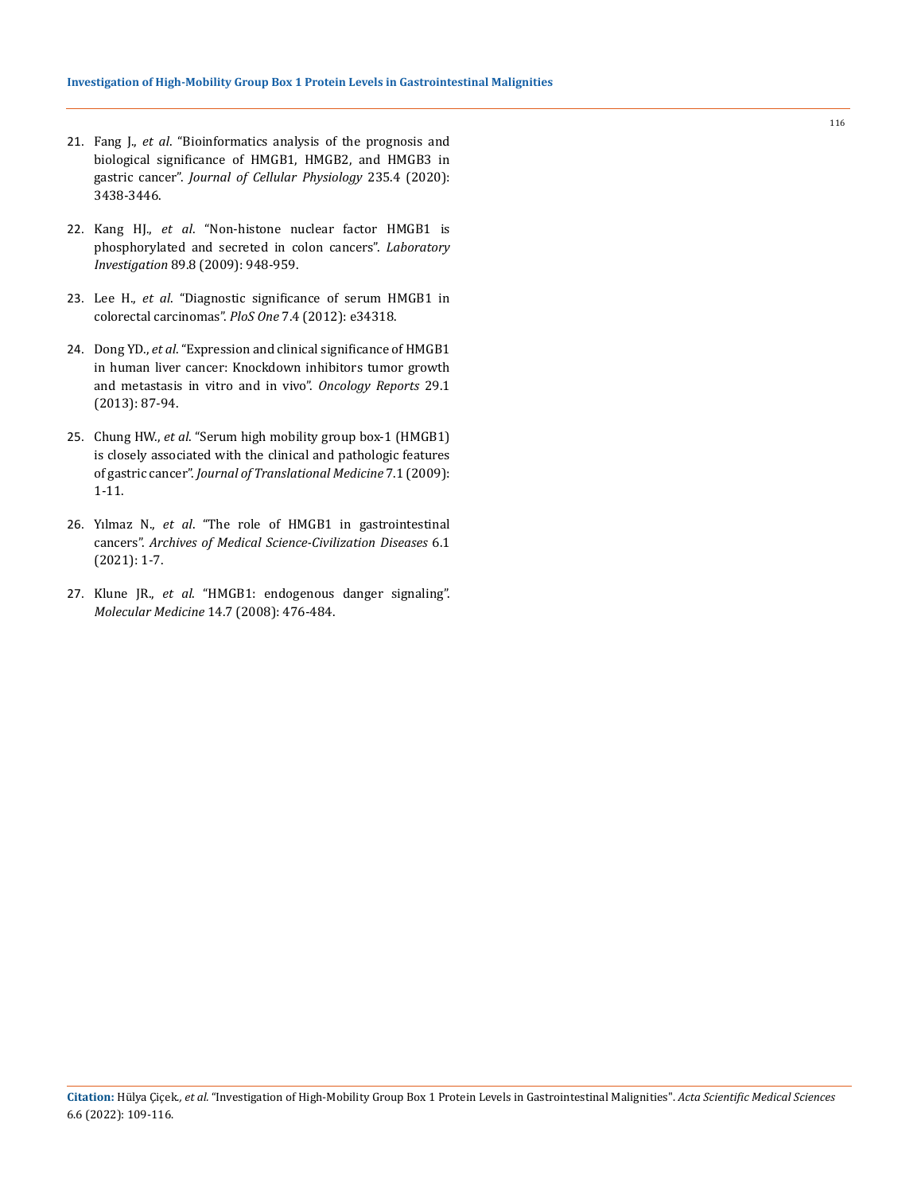21. Fang J., *et al*. "Bioinformatics analysis of the prognosis and biological significance of HMGB1, HMGB2, and HMGB3 in gastric cancer". *Journal of Cellular Physiology* 235.4 (2020): 3438-3446.

22. Kang HJ., *et al*. "Non-histone nuclear factor HMGB1 is phosphorylated and secreted in colon cancers". *Laboratory Investigation* 89.8 (2009): 948-959.

23. Lee H., *et al*. "Diagnostic significance of serum HMGB1 in colorectal carcinomas". *PloS One* 7.4 (2012): e34318.

24. Dong YD., *et al*. "Expression and clinical significance of HMGB1 in human liver cancer: Knockdown inhibitors tumor growth and metastasis in vitro and in vivo". *Oncology Reports* 29.1 (2013): 87-94.

25. Chung HW., *et al*. "Serum high mobility group box-1 (HMGB1) is closely associated with the clinical and pathologic features of gastric cancer". *Journal of Translational Medicine* 7.1 (2009): 1-11.

26. Yılmaz N., *et al*. "The role of HMGB1 in gastrointestinal cancers". *Archives of Medical Science-Civilization Diseases* 6.1 (2021): 1-7.

27. Klune JR., *et al*. "HMGB1: endogenous danger signaling". *Molecular Medicine* 14.7 (2008): 476-484.